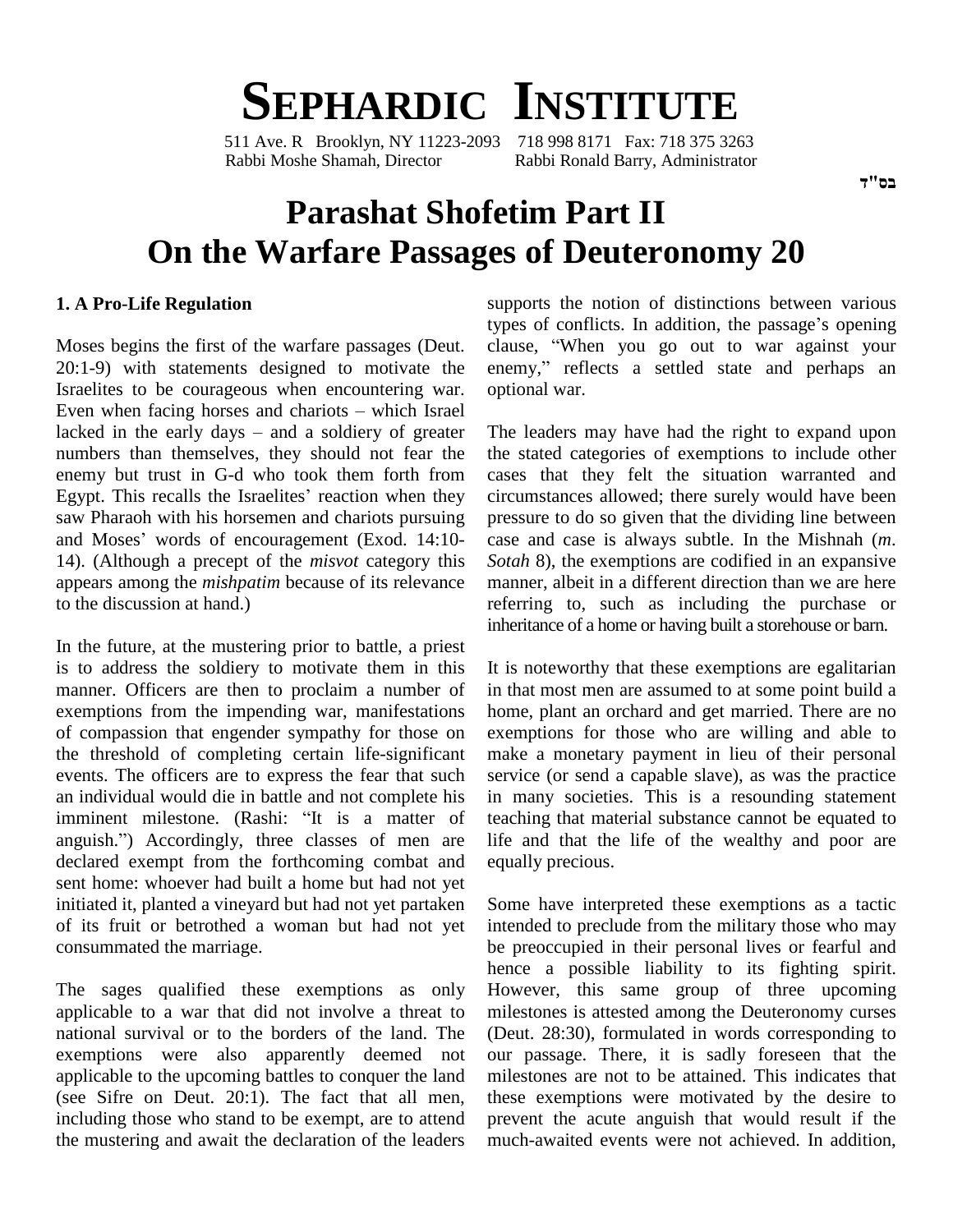# SEPHARDIC INSTITUTE

511 Ave. R Brooklyn, NY 11223-2093 718 998 8171 Fax: 718 375 3263
Rabbi Moshe Shamah, Director Rabbi Ronald Barry, Administrator

בס"ד

# Parashat Shofetim Part II
# On the Warfare Passages of Deuteronomy 20

### 1. A Pro-Life Regulation

Moses begins the first of the warfare passages (Deut. 20:1-9) with statements designed to motivate the Israelites to be courageous when encountering war. Even when facing horses and chariots – which Israel lacked in the early days – and a soldiery of greater numbers than themselves, they should not fear the enemy but trust in G-d who took them forth from Egypt. This recalls the Israelites' reaction when they saw Pharaoh with his horsemen and chariots pursuing and Moses' words of encouragement (Exod. 14:10-14). (Although a precept of the *misvot* category this appears among the *mishpatim* because of its relevance to the discussion at hand.)

In the future, at the mustering prior to battle, a priest is to address the soldiery to motivate them in this manner. Officers are then to proclaim a number of exemptions from the impending war, manifestations of compassion that engender sympathy for those on the threshold of completing certain life-significant events. The officers are to express the fear that such an individual would die in battle and not complete his imminent milestone. (Rashi: "It is a matter of anguish.") Accordingly, three classes of men are declared exempt from the forthcoming combat and sent home: whoever had built a home but had not yet initiated it, planted a vineyard but had not yet partaken of its fruit or betrothed a woman but had not yet consummated the marriage.

The sages qualified these exemptions as only applicable to a war that did not involve a threat to national survival or to the borders of the land. The exemptions were also apparently deemed not applicable to the upcoming battles to conquer the land (see Sifre on Deut. 20:1). The fact that all men, including those who stand to be exempt, are to attend the mustering and await the declaration of the leaders supports the notion of distinctions between various types of conflicts. In addition, the passage's opening clause, "When you go out to war against your enemy," reflects a settled state and perhaps an optional war.

The leaders may have had the right to expand upon the stated categories of exemptions to include other cases that they felt the situation warranted and circumstances allowed; there surely would have been pressure to do so given that the dividing line between case and case is always subtle. In the Mishnah (*m. Sotah* 8), the exemptions are codified in an expansive manner, albeit in a different direction than we are here referring to, such as including the purchase or inheritance of a home or having built a storehouse or barn.

It is noteworthy that these exemptions are egalitarian in that most men are assumed to at some point build a home, plant an orchard and get married. There are no exemptions for those who are willing and able to make a monetary payment in lieu of their personal service (or send a capable slave), as was the practice in many societies. This is a resounding statement teaching that material substance cannot be equated to life and that the life of the wealthy and poor are equally precious.

Some have interpreted these exemptions as a tactic intended to preclude from the military those who may be preoccupied in their personal lives or fearful and hence a possible liability to its fighting spirit. However, this same group of three upcoming milestones is attested among the Deuteronomy curses (Deut. 28:30), formulated in words corresponding to our passage. There, it is sadly foreseen that the milestones are not to be attained. This indicates that these exemptions were motivated by the desire to prevent the acute anguish that would result if the much-awaited events were not achieved. In addition,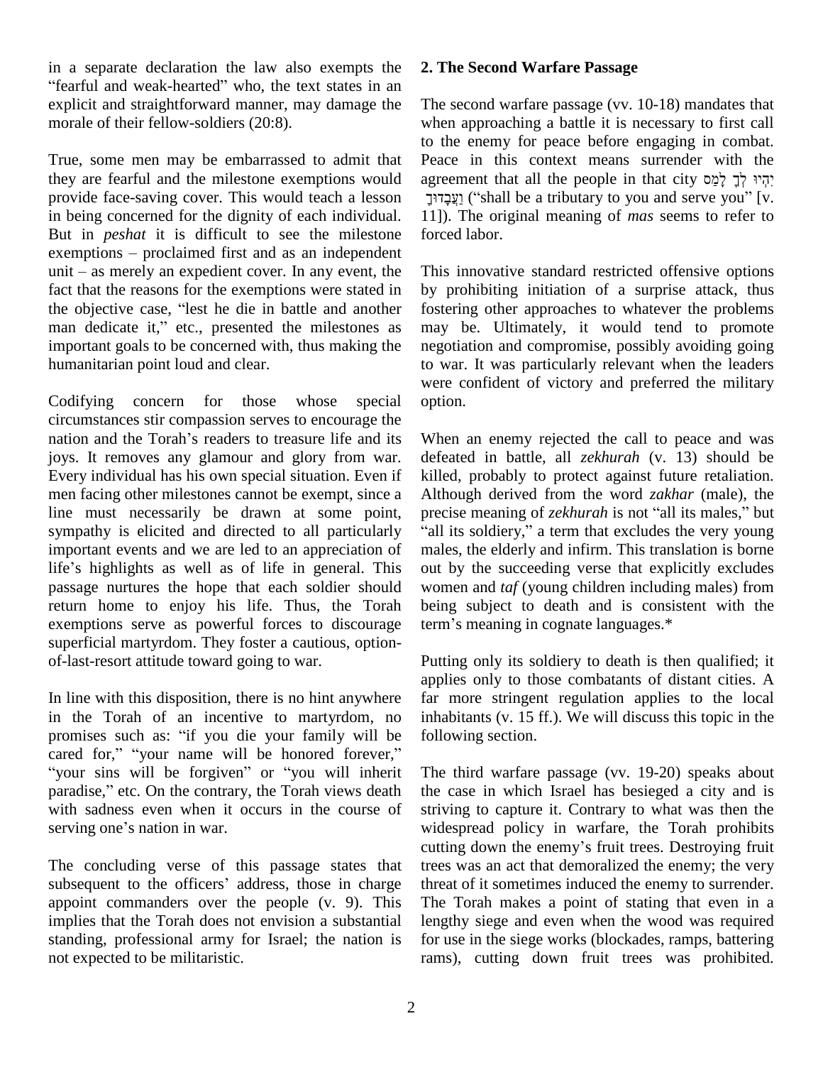in a separate declaration the law also exempts the "fearful and weak-hearted" who, the text states in an explicit and straightforward manner, may damage the morale of their fellow-soldiers (20:8).

True, some men may be embarrassed to admit that they are fearful and the milestone exemptions would provide face-saving cover. This would teach a lesson in being concerned for the dignity of each individual. But in *peshat* it is difficult to see the milestone exemptions – proclaimed first and as an independent unit – as merely an expedient cover. In any event, the fact that the reasons for the exemptions were stated in the objective case, "lest he die in battle and another man dedicate it," etc., presented the milestones as important goals to be concerned with, thus making the humanitarian point loud and clear.

Codifying concern for those whose special circumstances stir compassion serves to encourage the nation and the Torah's readers to treasure life and its joys. It removes any glamour and glory from war. Every individual has his own special situation. Even if men facing other milestones cannot be exempt, since a line must necessarily be drawn at some point, sympathy is elicited and directed to all particularly important events and we are led to an appreciation of life's highlights as well as of life in general. This passage nurtures the hope that each soldier should return home to enjoy his life. Thus, the Torah exemptions serve as powerful forces to discourage superficial martyrdom. They foster a cautious, option-of-last-resort attitude toward going to war.

In line with this disposition, there is no hint anywhere in the Torah of an incentive to martyrdom, no promises such as: "if you die your family will be cared for," "your name will be honored forever," "your sins will be forgiven" or "you will inherit paradise," etc. On the contrary, the Torah views death with sadness even when it occurs in the course of serving one's nation in war.

The concluding verse of this passage states that subsequent to the officers' address, those in charge appoint commanders over the people (v. 9). This implies that the Torah does not envision a substantial standing, professional army for Israel; the nation is not expected to be militaristic.

## 2. The Second Warfare Passage

The second warfare passage (vv. 10-18) mandates that when approaching a battle it is necessary to first call to the enemy for peace before engaging in combat. Peace in this context means surrender with the agreement that all the people in that city יִהְיוּ לְךָ לָמַס וַעֲבָדוּךָ ("shall be a tributary to you and serve you" [v. 11]). The original meaning of *mas* seems to refer to forced labor.

This innovative standard restricted offensive options by prohibiting initiation of a surprise attack, thus fostering other approaches to whatever the problems may be. Ultimately, it would tend to promote negotiation and compromise, possibly avoiding going to war. It was particularly relevant when the leaders were confident of victory and preferred the military option.

When an enemy rejected the call to peace and was defeated in battle, all *zekhurah* (v. 13) should be killed, probably to protect against future retaliation. Although derived from the word *zakhar* (male), the precise meaning of *zekhurah* is not "all its males," but "all its soldiery," a term that excludes the very young males, the elderly and infirm. This translation is borne out by the succeeding verse that explicitly excludes women and *taf* (young children including males) from being subject to death and is consistent with the term's meaning in cognate languages.*

Putting only its soldiery to death is then qualified; it applies only to those combatants of distant cities. A far more stringent regulation applies to the local inhabitants (v. 15 ff.). We will discuss this topic in the following section.

The third warfare passage (vv. 19-20) speaks about the case in which Israel has besieged a city and is striving to capture it. Contrary to what was then the widespread policy in warfare, the Torah prohibits cutting down the enemy's fruit trees. Destroying fruit trees was an act that demoralized the enemy; the very threat of it sometimes induced the enemy to surrender. The Torah makes a point of stating that even in a lengthy siege and even when the wood was required for use in the siege works (blockades, ramps, battering rams), cutting down fruit trees was prohibited.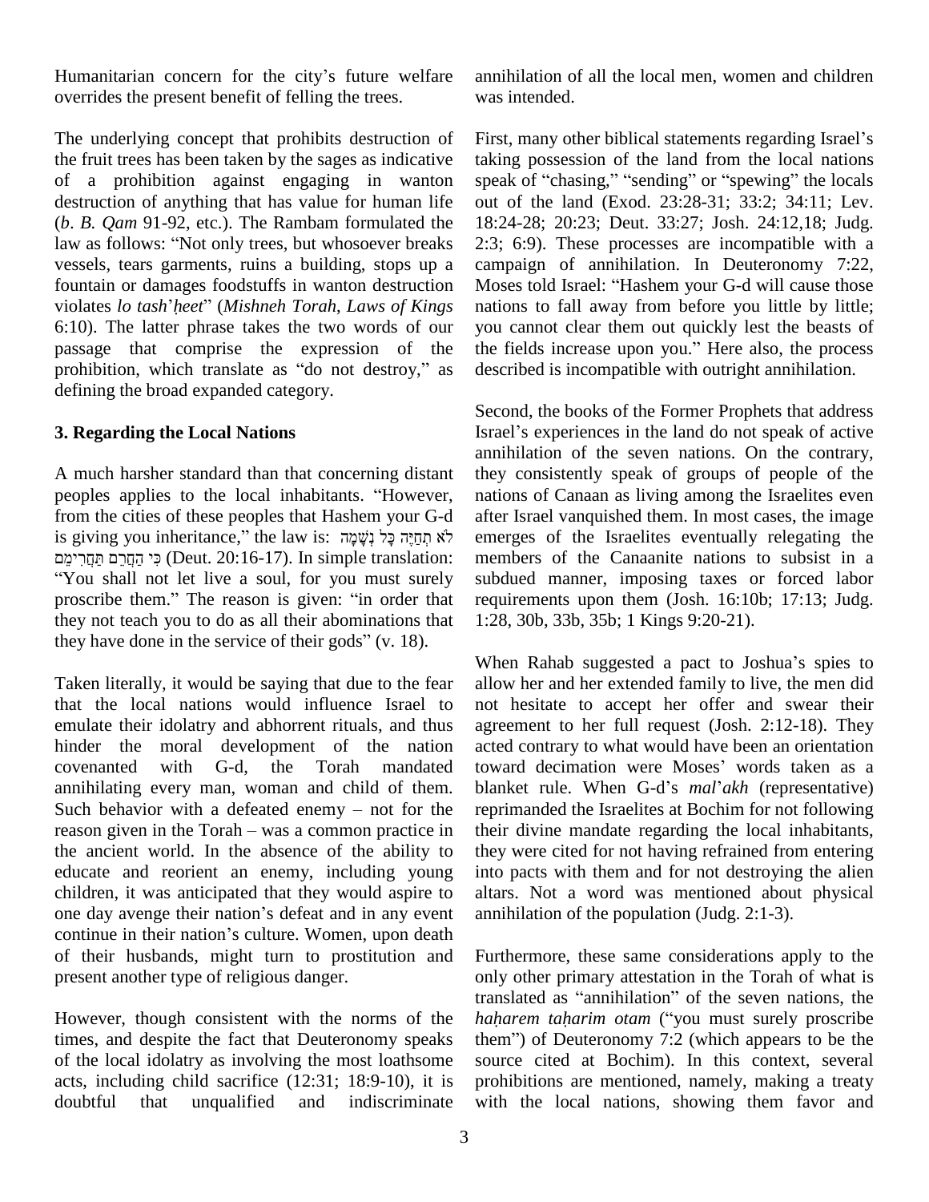Humanitarian concern for the city's future welfare overrides the present benefit of felling the trees.

The underlying concept that prohibits destruction of the fruit trees has been taken by the sages as indicative of a prohibition against engaging in wanton destruction of anything that has value for human life (*b*. *B. Qam* 91-92, etc.). The Rambam formulated the law as follows: "Not only trees, but whosoever breaks vessels, tears garments, ruins a building, stops up a fountain or damages foodstuffs in wanton destruction violates *lo tash*'*ḥeet*" (*Mishneh Torah*, *Laws of Kings* 6:10). The latter phrase takes the two words of our passage that comprise the expression of the prohibition, which translate as "do not destroy," as defining the broad expanded category.

## 3. Regarding the Local Nations

A much harsher standard than that concerning distant peoples applies to the local inhabitants. "However, from the cities of these peoples that Hashem your G-d is giving you inheritance," the law is: לֹא תְחַיֶּה כָּל נְשָׁמָה כִּי הַחֲרֵם תַּחֲרִימֵם (Deut. 20:16-17). In simple translation: "You shall not let live a soul, for you must surely proscribe them." The reason is given: "in order that they not teach you to do as all their abominations that they have done in the service of their gods" (v. 18).

Taken literally, it would be saying that due to the fear that the local nations would influence Israel to emulate their idolatry and abhorrent rituals, and thus hinder the moral development of the nation covenanted with G-d, the Torah mandated annihilating every man, woman and child of them. Such behavior with a defeated enemy – not for the reason given in the Torah – was a common practice in the ancient world. In the absence of the ability to educate and reorient an enemy, including young children, it was anticipated that they would aspire to one day avenge their nation's defeat and in any event continue in their nation's culture. Women, upon death of their husbands, might turn to prostitution and present another type of religious danger.

However, though consistent with the norms of the times, and despite the fact that Deuteronomy speaks of the local idolatry as involving the most loathsome acts, including child sacrifice (12:31; 18:9-10), it is doubtful that unqualified and indiscriminate annihilation of all the local men, women and children was intended.

First, many other biblical statements regarding Israel's taking possession of the land from the local nations speak of "chasing," "sending" or "spewing" the locals out of the land (Exod. 23:28-31; 33:2; 34:11; Lev. 18:24-28; 20:23; Deut. 33:27; Josh. 24:12,18; Judg. 2:3; 6:9). These processes are incompatible with a campaign of annihilation. In Deuteronomy 7:22, Moses told Israel: "Hashem your G-d will cause those nations to fall away from before you little by little; you cannot clear them out quickly lest the beasts of the fields increase upon you." Here also, the process described is incompatible with outright annihilation.

Second, the books of the Former Prophets that address Israel's experiences in the land do not speak of active annihilation of the seven nations. On the contrary, they consistently speak of groups of people of the nations of Canaan as living among the Israelites even after Israel vanquished them. In most cases, the image emerges of the Israelites eventually relegating the members of the Canaanite nations to subsist in a subdued manner, imposing taxes or forced labor requirements upon them (Josh. 16:10b; 17:13; Judg. 1:28, 30b, 33b, 35b; 1 Kings 9:20-21).

When Rahab suggested a pact to Joshua's spies to allow her and her extended family to live, the men did not hesitate to accept her offer and swear their agreement to her full request (Josh. 2:12-18). They acted contrary to what would have been an orientation toward decimation were Moses' words taken as a blanket rule. When G-d's *mal*'*akh* (representative) reprimanded the Israelites at Bochim for not following their divine mandate regarding the local inhabitants, they were cited for not having refrained from entering into pacts with them and for not destroying the alien altars. Not a word was mentioned about physical annihilation of the population (Judg. 2:1-3).

Furthermore, these same considerations apply to the only other primary attestation in the Torah of what is translated as "annihilation" of the seven nations, the *haḥarem taḥarim otam* ("you must surely proscribe them") of Deuteronomy 7:2 (which appears to be the source cited at Bochim). In this context, several prohibitions are mentioned, namely, making a treaty with the local nations, showing them favor and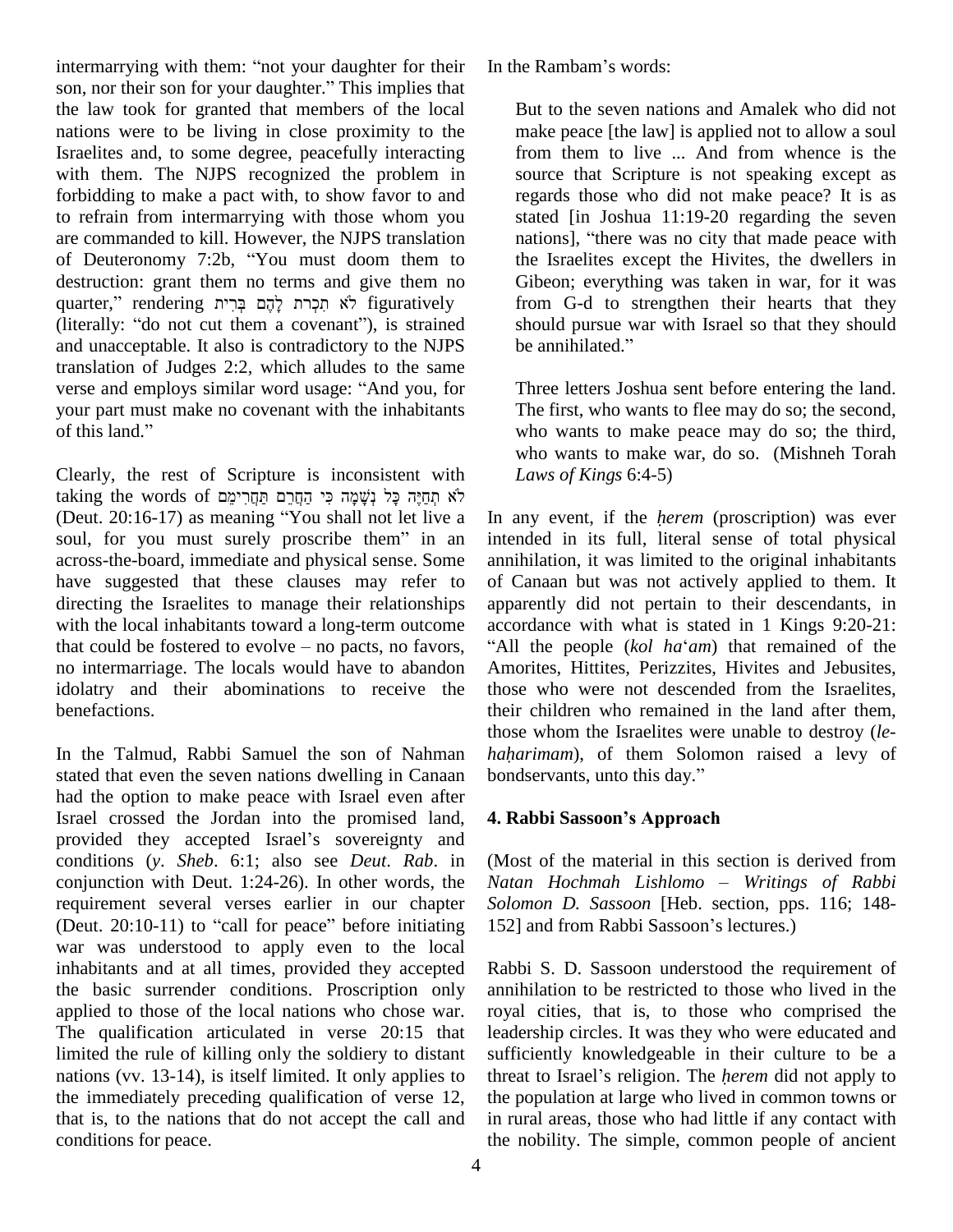intermarrying with them: "not your daughter for their son, nor their son for your daughter." This implies that the law took for granted that members of the local nations were to be living in close proximity to the Israelites and, to some degree, peacefully interacting with them. The NJPS recognized the problem in forbidding to make a pact with, to show favor to and to refrain from intermarrying with those whom you are commanded to kill. However, the NJPS translation of Deuteronomy 7:2b, "You must doom them to destruction: grant them no terms and give them no quarter," rendering לֹא תִכְרֹת לָהֶם בְּרִית figuratively (literally: "do not cut them a covenant"), is strained and unacceptable. It also is contradictory to the NJPS translation of Judges 2:2, which alludes to the same verse and employs similar word usage: "And you, for your part must make no covenant with the inhabitants of this land."

Clearly, the rest of Scripture is inconsistent with taking the words of לֹא תְחַיֶּה כָּל נְשָׁמָה כִּי הַחֲרֵם תַּחֲרִימֵם (Deut. 20:16-17) as meaning "You shall not let live a soul, for you must surely proscribe them" in an across-the-board, immediate and physical sense. Some have suggested that these clauses may refer to directing the Israelites to manage their relationships with the local inhabitants toward a long-term outcome that could be fostered to evolve – no pacts, no favors, no intermarriage. The locals would have to abandon idolatry and their abominations to receive the benefactions.

In the Talmud, Rabbi Samuel the son of Nahman stated that even the seven nations dwelling in Canaan had the option to make peace with Israel even after Israel crossed the Jordan into the promised land, provided they accepted Israel's sovereignty and conditions (*y*. *Sheb*. 6:1; also see *Deut*. *Rab*. in conjunction with Deut. 1:24-26). In other words, the requirement several verses earlier in our chapter (Deut. 20:10-11) to "call for peace" before initiating war was understood to apply even to the local inhabitants and at all times, provided they accepted the basic surrender conditions. Proscription only applied to those of the local nations who chose war. The qualification articulated in verse 20:15 that limited the rule of killing only the soldiery to distant nations (vv. 13-14), is itself limited. It only applies to the immediately preceding qualification of verse 12, that is, to the nations that do not accept the call and conditions for peace.

In the Rambam's words:

> But to the seven nations and Amalek who did not make peace [the law] is applied not to allow a soul from them to live ... And from whence is the source that Scripture is not speaking except as regards those who did not make peace? It is as stated [in Joshua 11:19-20 regarding the seven nations], "there was no city that made peace with the Israelites except the Hivites, the dwellers in Gibeon; everything was taken in war, for it was from G-d to strengthen their hearts that they should pursue war with Israel so that they should be annihilated."
>
> Three letters Joshua sent before entering the land. The first, who wants to flee may do so; the second, who wants to make peace may do so; the third, who wants to make war, do so. (Mishneh Torah *Laws of Kings* 6:4-5)

In any event, if the *ḥerem* (proscription) was ever intended in its full, literal sense of total physical annihilation, it was limited to the original inhabitants of Canaan but was not actively applied to them. It apparently did not pertain to their descendants, in accordance with what is stated in 1 Kings 9:20-21: "All the people (*kol ha*'*am*) that remained of the Amorites, Hittites, Perizzites, Hivites and Jebusites, those who were not descended from the Israelites, their children who remained in the land after them, those whom the Israelites were unable to destroy (*le-haḥarimam*), of them Solomon raised a levy of bondservants, unto this day."

## 4. Rabbi Sassoon's Approach

(Most of the material in this section is derived from *Natan Hochmah Lishlomo – Writings of Rabbi Solomon D. Sassoon* [Heb. section, pps. 116; 148-152] and from Rabbi Sassoon's lectures.)

Rabbi S. D. Sassoon understood the requirement of annihilation to be restricted to those who lived in the royal cities, that is, to those who comprised the leadership circles. It was they who were educated and sufficiently knowledgeable in their culture to be a threat to Israel's religion. The *ḥerem* did not apply to the population at large who lived in common towns or in rural areas, those who had little if any contact with the nobility. The simple, common people of ancient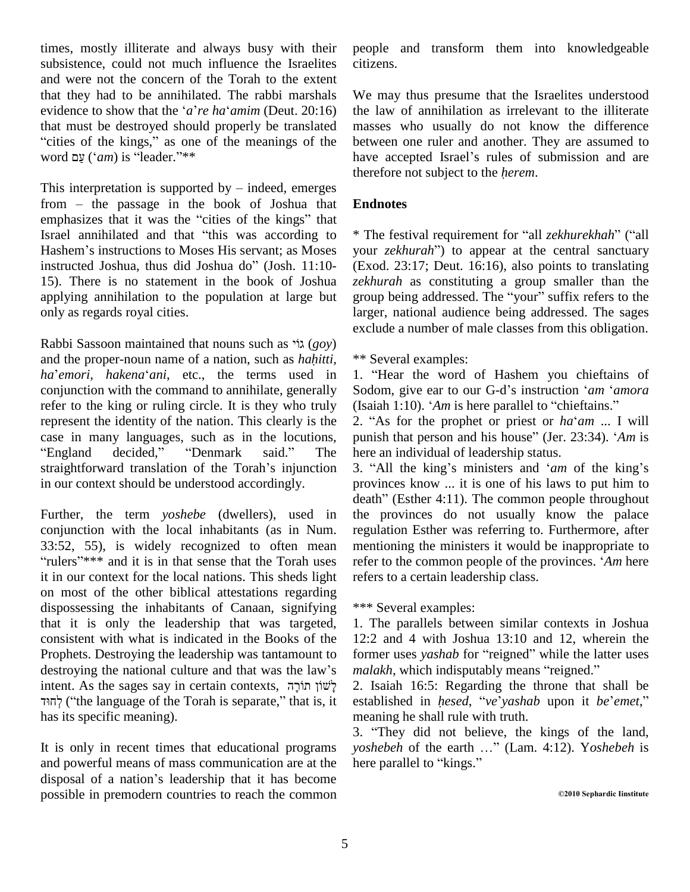times, mostly illiterate and always busy with their subsistence, could not much influence the Israelites and were not the concern of the Torah to the extent that they had to be annihilated. The rabbi marshals evidence to show that the '*a*'*re ha*'*amim* (Deut. 20:16) that must be destroyed should properly be translated "cities of the kings," as one of the meanings of the word עַם ('*am*) is "leader."**

This interpretation is supported by – indeed, emerges from – the passage in the book of Joshua that emphasizes that it was the "cities of the kings" that Israel annihilated and that "this was according to Hashem's instructions to Moses His servant; as Moses instructed Joshua, thus did Joshua do" (Josh. 11:10-15). There is no statement in the book of Joshua applying annihilation to the population at large but only as regards royal cities.

Rabbi Sassoon maintained that nouns such as גּוֹי (*goy*) and the proper-noun name of a nation, such as *haḥitti, ha*'*emori, hakena*'*ani*, etc., the terms used in conjunction with the command to annihilate, generally refer to the king or ruling circle. It is they who truly represent the identity of the nation. This clearly is the case in many languages, such as in the locutions, "England decided," "Denmark said." The straightforward translation of the Torah's injunction in our context should be understood accordingly.

Further, the term *yoshebe* (dwellers), used in conjunction with the local inhabitants (as in Num. 33:52, 55), is widely recognized to often mean "rulers"*** and it is in that sense that the Torah uses it in our context for the local nations. This sheds light on most of the other biblical attestations regarding dispossessing the inhabitants of Canaan, signifying that it is only the leadership that was targeted, consistent with what is indicated in the Books of the Prophets. Destroying the leadership was tantamount to destroying the national culture and that was the law's intent. As the sages say in certain contexts, לְשׁוֹן תּוֹרָה לְחוּד ("the language of the Torah is separate," that is, it has its specific meaning).

It is only in recent times that educational programs and powerful means of mass communication are at the disposal of a nation's leadership that it has become possible in premodern countries to reach the common people and transform them into knowledgeable citizens.

We may thus presume that the Israelites understood the law of annihilation as irrelevant to the illiterate masses who usually do not know the difference between one ruler and another. They are assumed to have accepted Israel's rules of submission and are therefore not subject to the *ḥerem*.

## Endnotes

\* The festival requirement for "all *zekhurekhah*" ("all your *zekhurah*") to appear at the central sanctuary (Exod. 23:17; Deut. 16:16), also points to translating *zekhurah* as constituting a group smaller than the group being addressed. The "your" suffix refers to the larger, national audience being addressed. The sages exclude a number of male classes from this obligation.

** Several examples:

1. "Hear the word of Hashem you chieftains of Sodom, give ear to our G-d's instruction '*am* '*amora* (Isaiah 1:10). '*Am* is here parallel to "chieftains."
2. "As for the prophet or priest or *ha*'*am* ... I will punish that person and his house" (Jer. 23:34). '*Am* is here an individual of leadership status.
3. "All the king's ministers and '*am* of the king's provinces know ... it is one of his laws to put him to death" (Esther 4:11). The common people throughout the provinces do not usually know the palace regulation Esther was referring to. Furthermore, after mentioning the ministers it would be inappropriate to refer to the common people of the provinces. '*Am* here refers to a certain leadership class.

*** Several examples:

1. The parallels between similar contexts in Joshua 12:2 and 4 with Joshua 13:10 and 12, wherein the former uses *yashab* for "reigned" while the latter uses *malakh*, which indisputably means "reigned."
2. Isaiah 16:5: Regarding the throne that shall be established in *ḥesed*, "*ve*'*yashab* upon it *be*'*emet*," meaning he shall rule with truth.
3. "They did not believe, the kings of the land, *yoshebeh* of the earth …" (Lam. 4:12). Y*oshebeh* is here parallel to "kings."

©2010 Sephardic Iinstitute